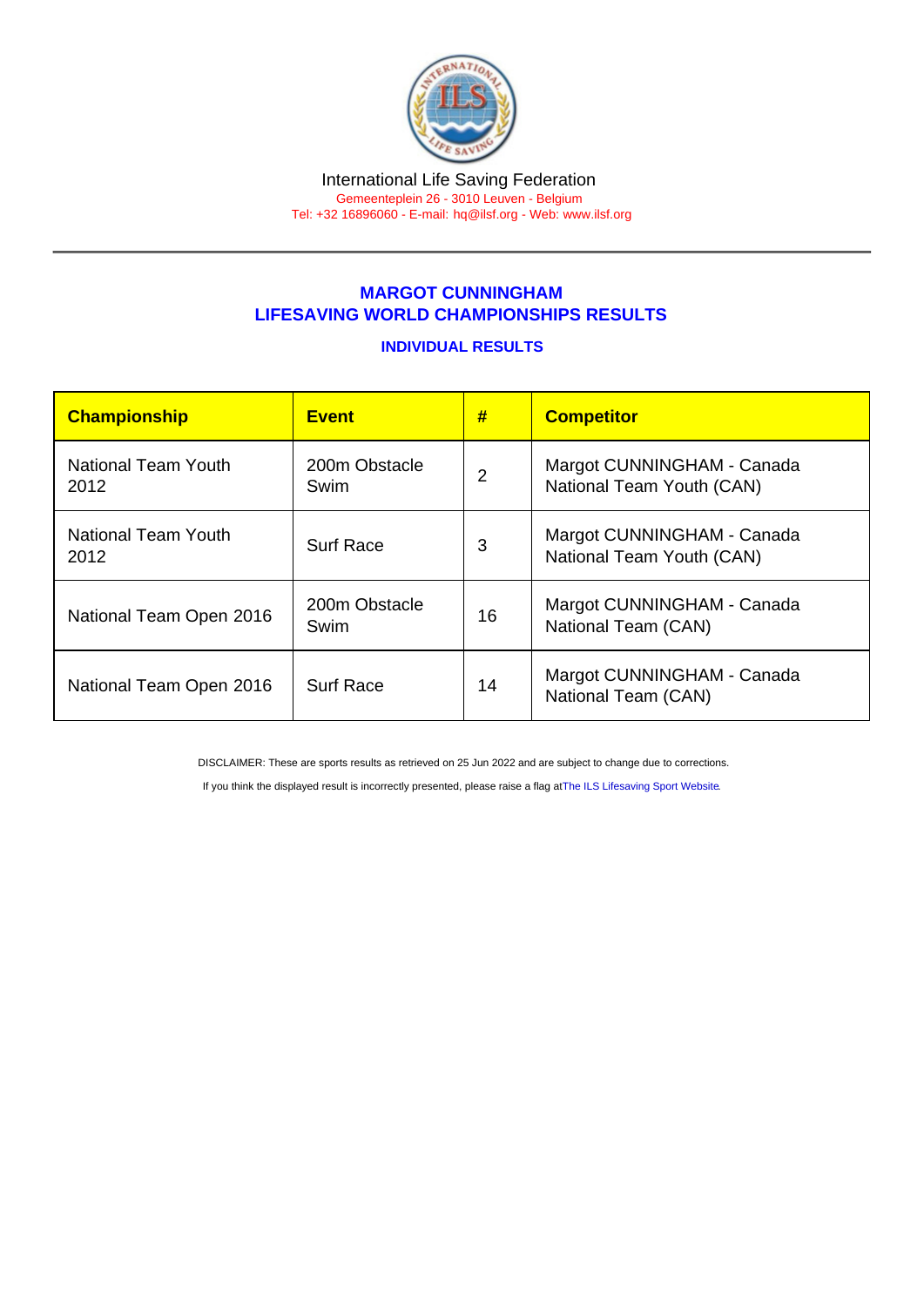International Life Saving Federation
Gemeenteplein 26 - 3010 Leuven - Belgium
Tel: +32 16896060 - E-mail: hq@ilsf.org - Web: www.ilsf.org

## MARGOT CUNNINGHAM
## LIFESAVING WORLD CHAMPIONSHIPS RESULTS

### INDIVIDUAL RESULTS

| Championship | Event | # | Competitor |
|---|---|---|---|
| National Team Youth 2012 | 200m Obstacle Swim | 2 | Margot CUNNINGHAM - Canada National Team Youth (CAN) |
| National Team Youth 2012 | Surf Race | 3 | Margot CUNNINGHAM - Canada National Team Youth (CAN) |
| National Team Open 2016 | 200m Obstacle Swim | 16 | Margot CUNNINGHAM - Canada National Team (CAN) |
| National Team Open 2016 | Surf Race | 14 | Margot CUNNINGHAM - Canada National Team (CAN) |

DISCLAIMER: These are sports results as retrieved on 25 Jun 2022 and are subject to change due to corrections.

If you think the displayed result is incorrectly presented, please raise a flag at The ILS Lifesaving Sport Website.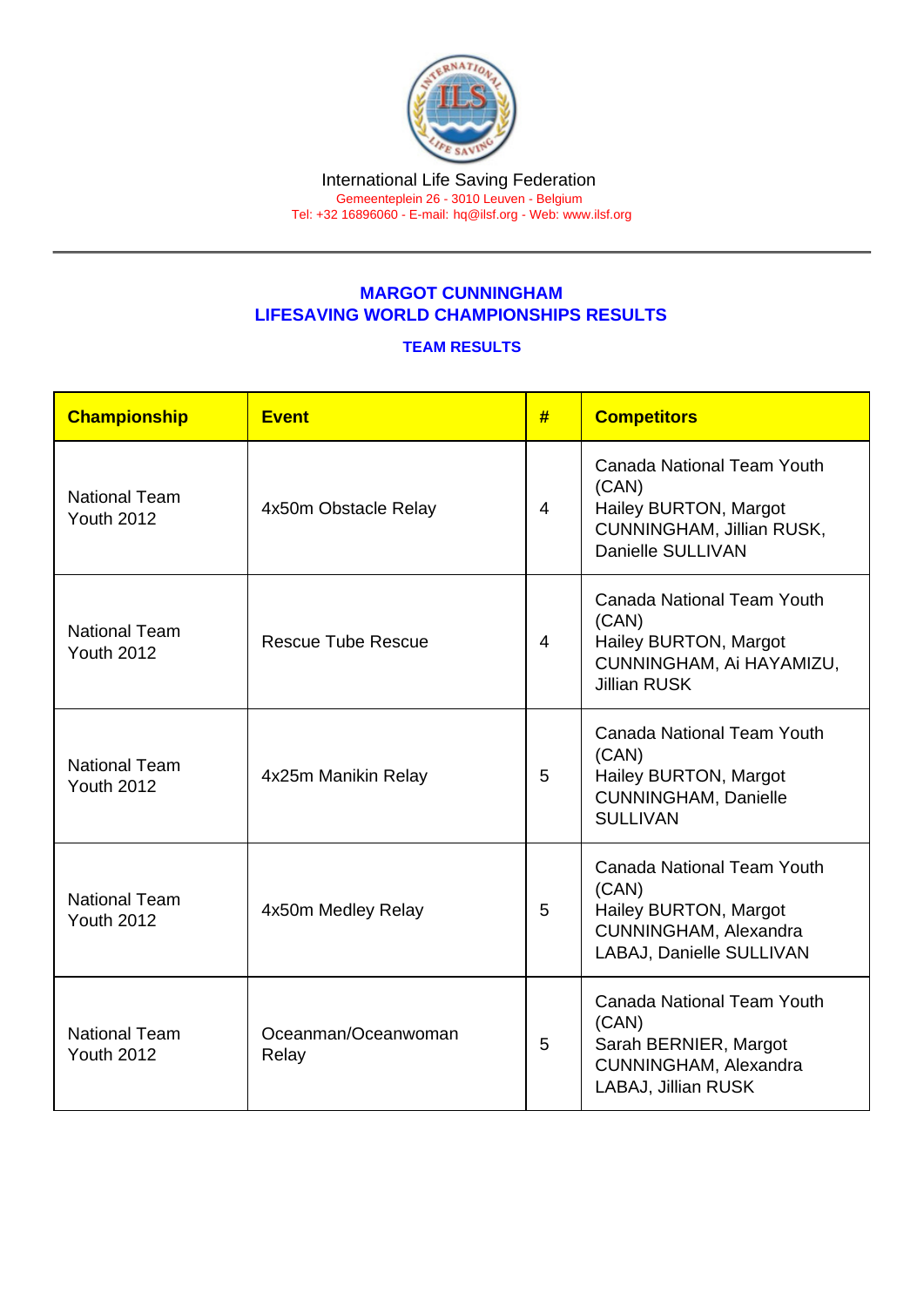International Life Saving Federation
Gemeenteplein 26 - 3010 Leuven - Belgium
Tel: +32 16896060 - E-mail: hq@ilsf.org - Web: www.ilsf.org

## MARGOT CUNNINGHAM
## LIFESAVING WORLD CHAMPIONSHIPS RESULTS

### TEAM RESULTS

| Championship | Event | # | Competitors |
|---|---|---|---|
| National Team Youth 2012 | 4x50m Obstacle Relay | 4 | Canada National Team Youth (CAN) Hailey BURTON, Margot CUNNINGHAM, Jillian RUSK, Danielle SULLIVAN |
| National Team Youth 2012 | Rescue Tube Rescue | 4 | Canada National Team Youth (CAN) Hailey BURTON, Margot CUNNINGHAM, Ai HAYAMIZU, Jillian RUSK |
| National Team Youth 2012 | 4x25m Manikin Relay | 5 | Canada National Team Youth (CAN) Hailey BURTON, Margot CUNNINGHAM, Danielle SULLIVAN |
| National Team Youth 2012 | 4x50m Medley Relay | 5 | Canada National Team Youth (CAN) Hailey BURTON, Margot CUNNINGHAM, Alexandra LABAJ, Danielle SULLIVAN |
| National Team Youth 2012 | Oceanman/Oceanwoman Relay | 5 | Canada National Team Youth (CAN) Sarah BERNIER, Margot CUNNINGHAM, Alexandra LABAJ, Jillian RUSK |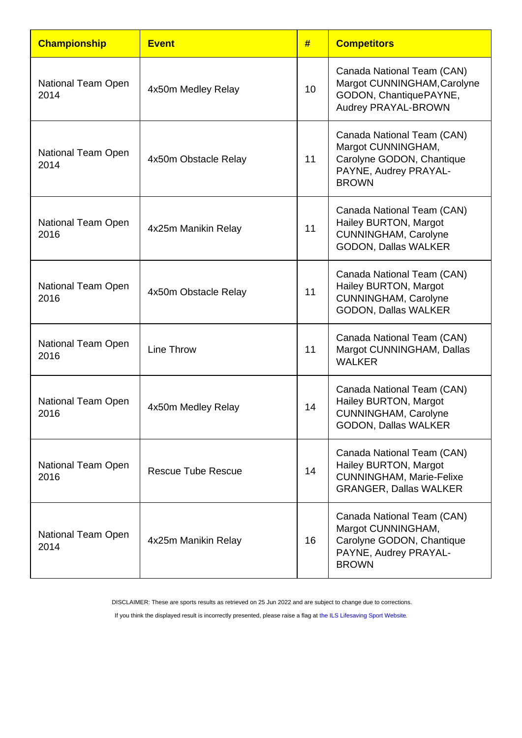| Championship | Event | # | Competitors |
|---|---|---|---|
| National Team Open 2014 | 4x50m Medley Relay | 10 | Canada National Team (CAN) Margot CUNNINGHAM,Carolyne GODON, ChantiquePAYNE, Audrey PRAYAL-BROWN |
| National Team Open 2014 | 4x50m Obstacle Relay | 11 | Canada National Team (CAN) Margot CUNNINGHAM, Carolyne GODON, Chantique PAYNE, Audrey PRAYAL-BROWN |
| National Team Open 2016 | 4x25m Manikin Relay | 11 | Canada National Team (CAN) Hailey BURTON, Margot CUNNINGHAM, Carolyne GODON, Dallas WALKER |
| National Team Open 2016 | 4x50m Obstacle Relay | 11 | Canada National Team (CAN) Hailey BURTON, Margot CUNNINGHAM, Carolyne GODON, Dallas WALKER |
| National Team Open 2016 | Line Throw | 11 | Canada National Team (CAN) Margot CUNNINGHAM, Dallas WALKER |
| National Team Open 2016 | 4x50m Medley Relay | 14 | Canada National Team (CAN) Hailey BURTON, Margot CUNNINGHAM, Carolyne GODON, Dallas WALKER |
| National Team Open 2016 | Rescue Tube Rescue | 14 | Canada National Team (CAN) Hailey BURTON, Margot CUNNINGHAM, Marie-Felixe GRANGER, Dallas WALKER |
| National Team Open 2014 | 4x25m Manikin Relay | 16 | Canada National Team (CAN) Margot CUNNINGHAM, Carolyne GODON, Chantique PAYNE, Audrey PRAYAL-BROWN |

DISCLAIMER: These are sports results as retrieved on 25 Jun 2022 and are subject to change due to corrections.

If you think the displayed result is incorrectly presented, please raise a flag at the ILS Lifesaving Sport Website.